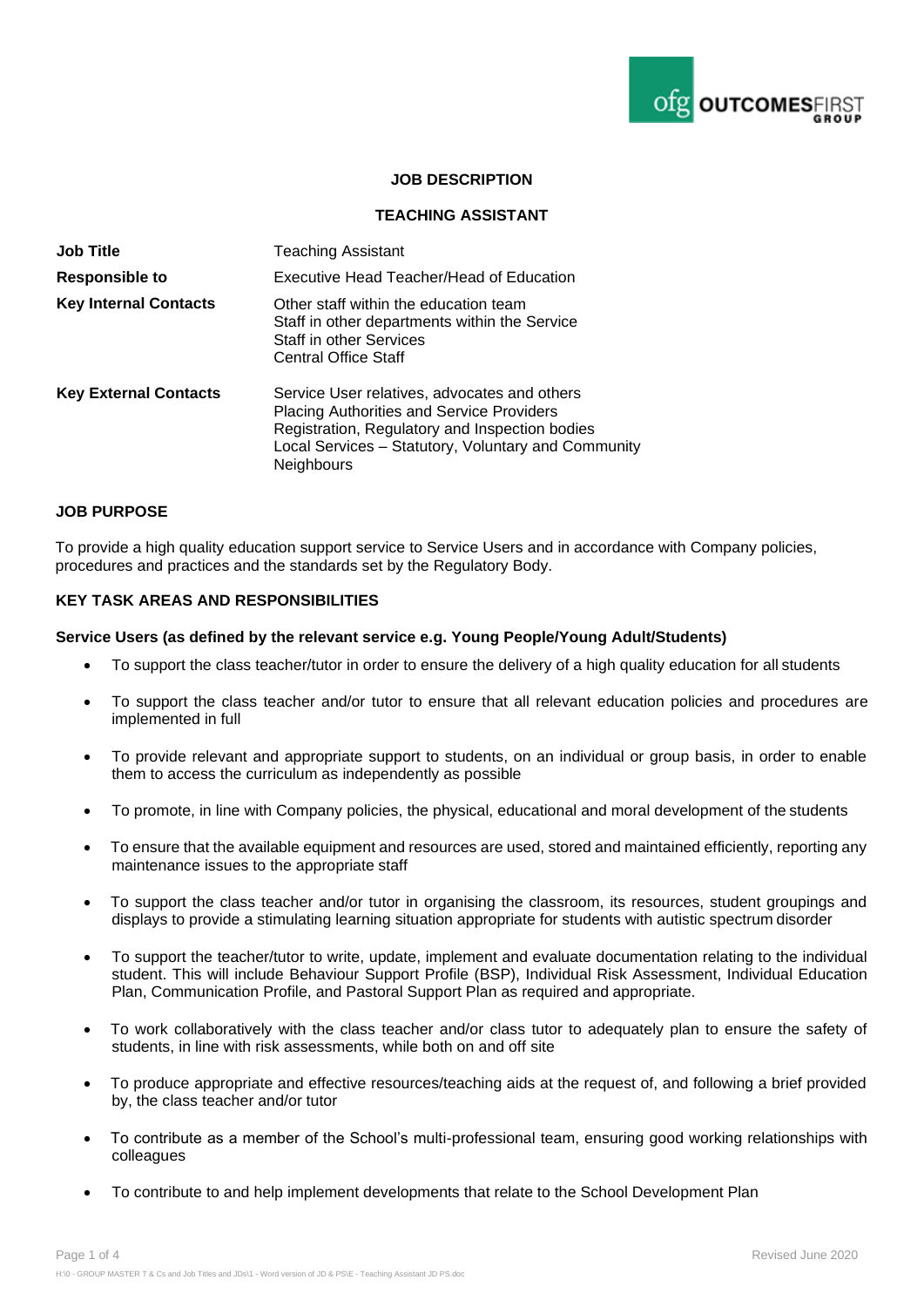# JOB DESCRIPTION

## TEACHING ASSISTANT

| | |
|---|---|
| **Job Title** | Teaching Assistant |
| **Responsible to** | Executive Head Teacher/Head of Education |
| **Key Internal Contacts** | Other staff within the education team<br>Staff in other departments within the Service<br>Staff in other Services<br>Central Office Staff |
| **Key External Contacts** | Service User relatives, advocates and others<br>Placing Authorities and Service Providers<br>Registration, Regulatory and Inspection bodies<br>Local Services – Statutory, Voluntary and Community<br>Neighbours |

### JOB PURPOSE

To provide a high quality education support service to Service Users and in accordance with Company policies, procedures and practices and the standards set by the Regulatory Body.

### KEY TASK AREAS AND RESPONSIBILITIES

**Service Users (as defined by the relevant service e.g. Young People/Young Adult/Students)**

- To support the class teacher/tutor in order to ensure the delivery of a high quality education for all students
- To support the class teacher and/or tutor to ensure that all relevant education policies and procedures are implemented in full
- To provide relevant and appropriate support to students, on an individual or group basis, in order to enable them to access the curriculum as independently as possible
- To promote, in line with Company policies, the physical, educational and moral development of the students
- To ensure that the available equipment and resources are used, stored and maintained efficiently, reporting any maintenance issues to the appropriate staff
- To support the class teacher and/or tutor in organising the classroom, its resources, student groupings and displays to provide a stimulating learning situation appropriate for students with autistic spectrum disorder
- To support the teacher/tutor to write, update, implement and evaluate documentation relating to the individual student. This will include Behaviour Support Profile (BSP), Individual Risk Assessment, Individual Education Plan, Communication Profile, and Pastoral Support Plan as required and appropriate.
- To work collaboratively with the class teacher and/or class tutor to adequately plan to ensure the safety of students, in line with risk assessments, while both on and off site
- To produce appropriate and effective resources/teaching aids at the request of, and following a brief provided by, the class teacher and/or tutor
- To contribute as a member of the School's multi-professional team, ensuring good working relationships with colleagues
- To contribute to and help implement developments that relate to the School Development Plan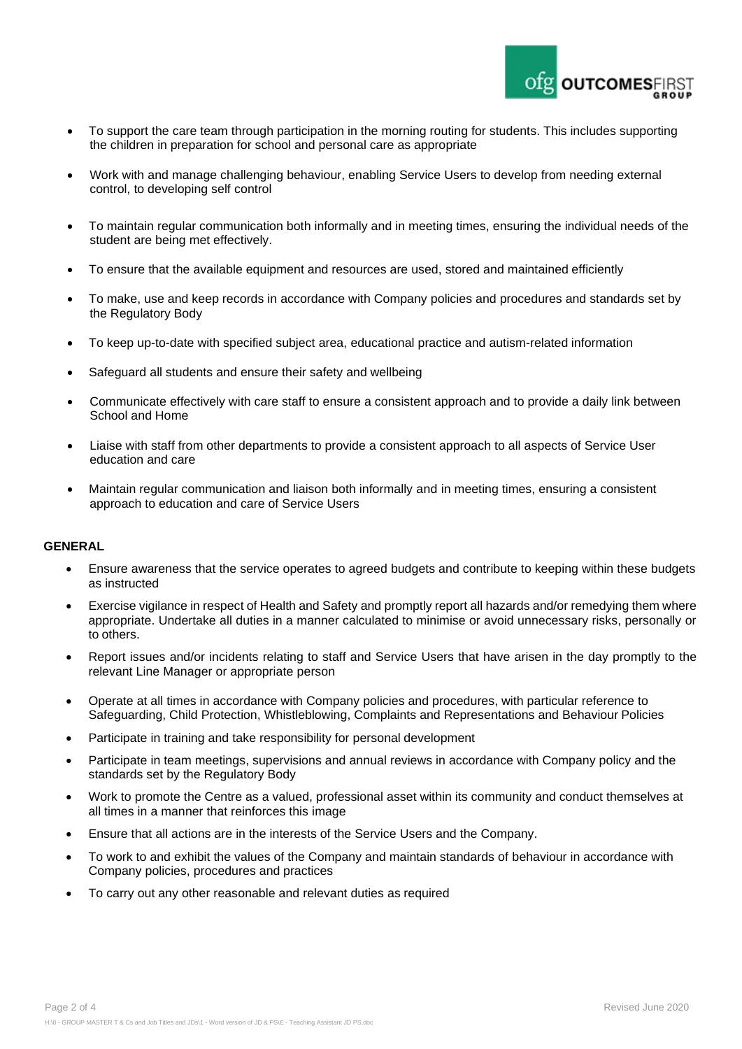- To support the care team through participation in the morning routing for students. This includes supporting the children in preparation for school and personal care as appropriate
- Work with and manage challenging behaviour, enabling Service Users to develop from needing external control, to developing self control
- To maintain regular communication both informally and in meeting times, ensuring the individual needs of the student are being met effectively.
- To ensure that the available equipment and resources are used, stored and maintained efficiently
- To make, use and keep records in accordance with Company policies and procedures and standards set by the Regulatory Body
- To keep up-to-date with specified subject area, educational practice and autism-related information
- Safeguard all students and ensure their safety and wellbeing
- Communicate effectively with care staff to ensure a consistent approach and to provide a daily link between School and Home
- Liaise with staff from other departments to provide a consistent approach to all aspects of Service User education and care
- Maintain regular communication and liaison both informally and in meeting times, ensuring a consistent approach to education and care of Service Users

**GENERAL**

- Ensure awareness that the service operates to agreed budgets and contribute to keeping within these budgets as instructed
- Exercise vigilance in respect of Health and Safety and promptly report all hazards and/or remedying them where appropriate. Undertake all duties in a manner calculated to minimise or avoid unnecessary risks, personally or to others.
- Report issues and/or incidents relating to staff and Service Users that have arisen in the day promptly to the relevant Line Manager or appropriate person
- Operate at all times in accordance with Company policies and procedures, with particular reference to Safeguarding, Child Protection, Whistleblowing, Complaints and Representations and Behaviour Policies
- Participate in training and take responsibility for personal development
- Participate in team meetings, supervisions and annual reviews in accordance with Company policy and the standards set by the Regulatory Body
- Work to promote the Centre as a valued, professional asset within its community and conduct themselves at all times in a manner that reinforces this image
- Ensure that all actions are in the interests of the Service Users and the Company.
- To work to and exhibit the values of the Company and maintain standards of behaviour in accordance with Company policies, procedures and practices
- To carry out any other reasonable and relevant duties as required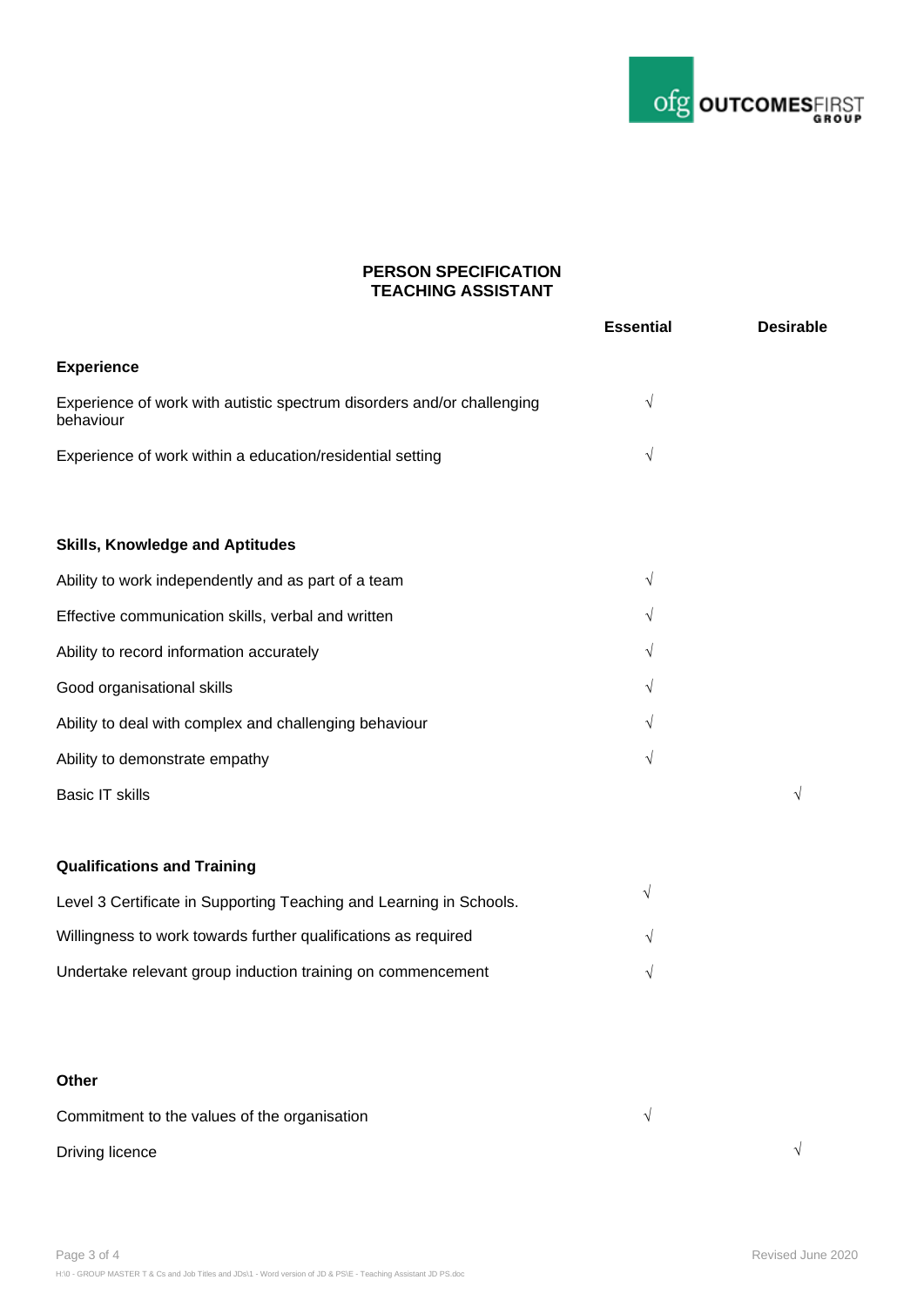## PERSON SPECIFICATION
## TEACHING ASSISTANT

| | Essential | Desirable |
|---|---|---|
| **Experience** | | |
| Experience of work with autistic spectrum disorders and/or challenging behaviour | √ | |
| Experience of work within a education/residential setting | √ | |
| **Skills, Knowledge and Aptitudes** | | |
| Ability to work independently and as part of a team | √ | |
| Effective communication skills, verbal and written | √ | |
| Ability to record information accurately | √ | |
| Good organisational skills | √ | |
| Ability to deal with complex and challenging behaviour | √ | |
| Ability to demonstrate empathy | √ | |
| Basic IT skills | | √ |
| **Qualifications and Training** | | |
| Level 3 Certificate in Supporting Teaching and Learning in Schools. | √ | |
| Willingness to work towards further qualifications as required | √ | |
| Undertake relevant group induction training on commencement | √ | |
| **Other** | | |
| Commitment to the values of the organisation | √ | |
| Driving licence | | √ |